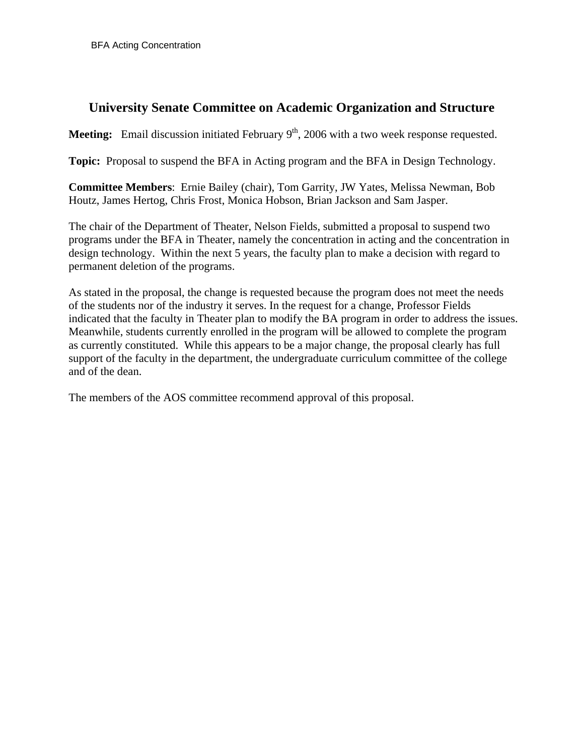# University Senate Committee on Academic Organization and Structure

**Meeting:** Email discussion initiated February 9th, 2006 with a two week response requested.

**Topic:** Proposal to suspend the BFA in Acting program and the BFA in Design Technology.

**Committee Members**: Ernie Bailey (chair), Tom Garrity, JW Yates, Melissa Newman, Bob Houtz, James Hertog, Chris Frost, Monica Hobson, Brian Jackson and Sam Jasper.

The chair of the Department of Theater, Nelson Fields, submitted a proposal to suspend two programs under the BFA in Theater, namely the concentration in acting and the concentration in design technology. Within the next 5 years, the faculty plan to make a decision with regard to permanent deletion of the programs.

As stated in the proposal, the change is requested because the program does not meet the needs of the students nor of the industry it serves. In the request for a change, Professor Fields indicated that the faculty in Theater plan to modify the BA program in order to address the issues. Meanwhile, students currently enrolled in the program will be allowed to complete the program as currently constituted. While this appears to be a major change, the proposal clearly has full support of the faculty in the department, the undergraduate curriculum committee of the college and of the dean.

The members of the AOS committee recommend approval of this proposal.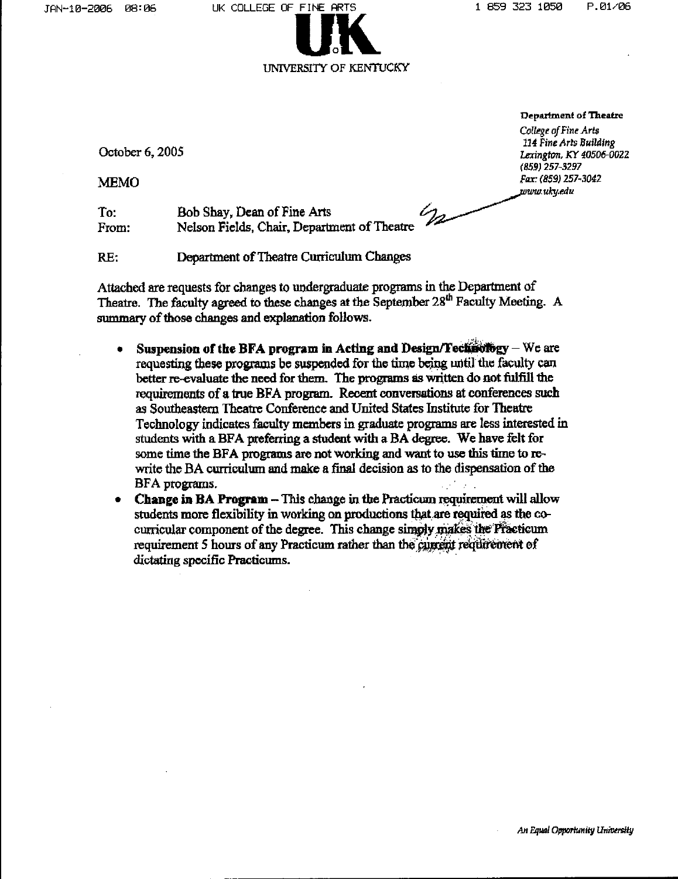UNIVERSITY OF KENTUCKY

**Department of Theatre**
*College of Fine Arts*
*114 Fine Arts Building*
*Lexington, KY 40506-0022*
*(859) 257-3297*
*Fax: (859) 257-3042*
*www.uky.edu*

October 6, 2005

MEMO

To: Bob Shay, Dean of Fine Arts
From: Nelson Fields, Chair, Department of Theatre

RE: Department of Theatre Curriculum Changes

Attached are requests for changes to undergraduate programs in the Department of Theatre. The faculty agreed to these changes at the September 28th Faculty Meeting. A summary of those changes and explanation follows.

- **Suspension of the BFA program in Acting and Design/Technology** – We are requesting these programs be suspended for the time being until the faculty can better re-evaluate the need for them. The programs as written do not fulfill the requirements of a true BFA program. Recent conversations at conferences such as Southeastern Theatre Conference and United States Institute for Theatre Technology indicates faculty members in graduate programs are less interested in students with a BFA preferring a student with a BA degree. We have felt for some time the BFA programs are not working and want to use this time to re-write the BA curriculum and make a final decision as to the dispensation of the BFA programs.
- **Change in BA Program** – This change in the Practicum requirement will allow students more flexibility in working on productions that are required as the co-curricular component of the degree. This change simply makes the Practicum requirement 5 hours of any Practicum rather than the current requirement of dictating specific Practicums.

*An Equal Opportunity University*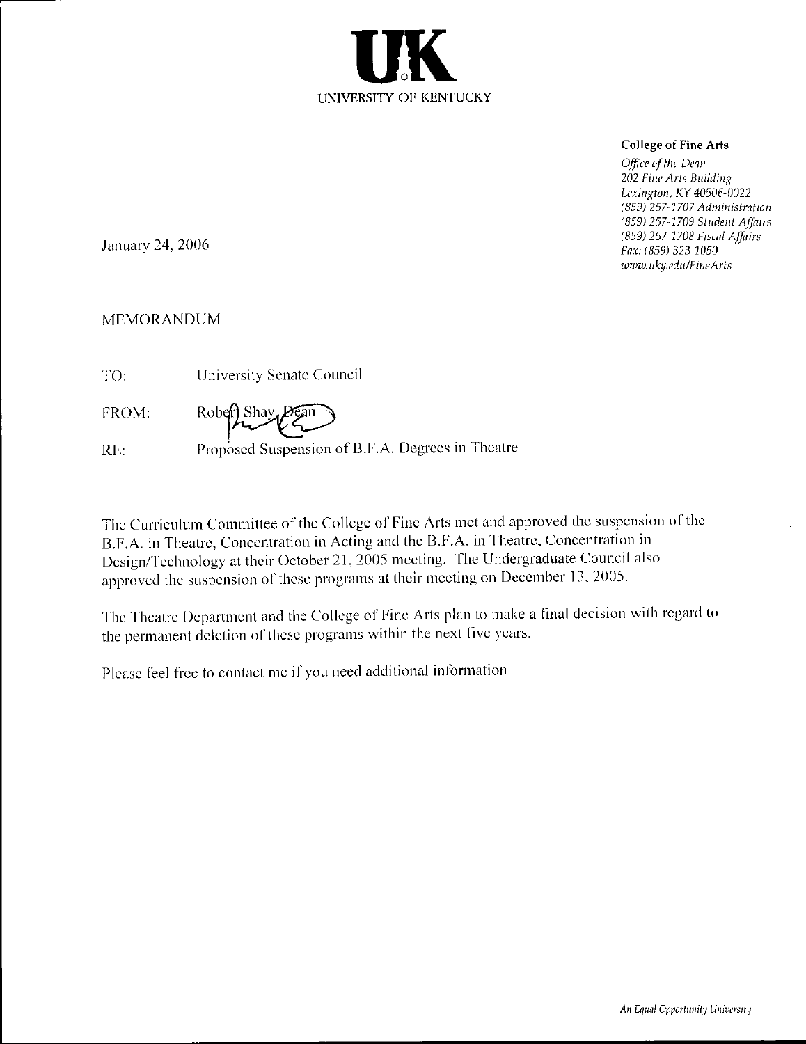UK

UNIVERSITY OF KENTUCKY

**College of Fine Arts**

*Office of the Dean*
*202 Fine Arts Building*
*Lexington, KY 40506-0022*
*(859) 257-1707 Administration*
*(859) 257-1709 Student Affairs*
*(859) 257-1708 Fiscal Affairs*
*Fax: (859) 323-1050*
*www.uky.edu/FineArts*

January 24, 2006

MEMORANDUM

TO: University Senate Council

FROM: Robert Shay, Dean

RE: Proposed Suspension of B.F.A. Degrees in Theatre

The Curriculum Committee of the College of Fine Arts met and approved the suspension of the B.F.A. in Theatre, Concentration in Acting and the B.F.A. in Theatre, Concentration in Design/Technology at their October 21, 2005 meeting. The Undergraduate Council also approved the suspension of these programs at their meeting on December 13, 2005.

The Theatre Department and the College of Fine Arts plan to make a final decision with regard to the permanent deletion of these programs within the next five years.

Please feel free to contact me if you need additional information.

*An Equal Opportunity University*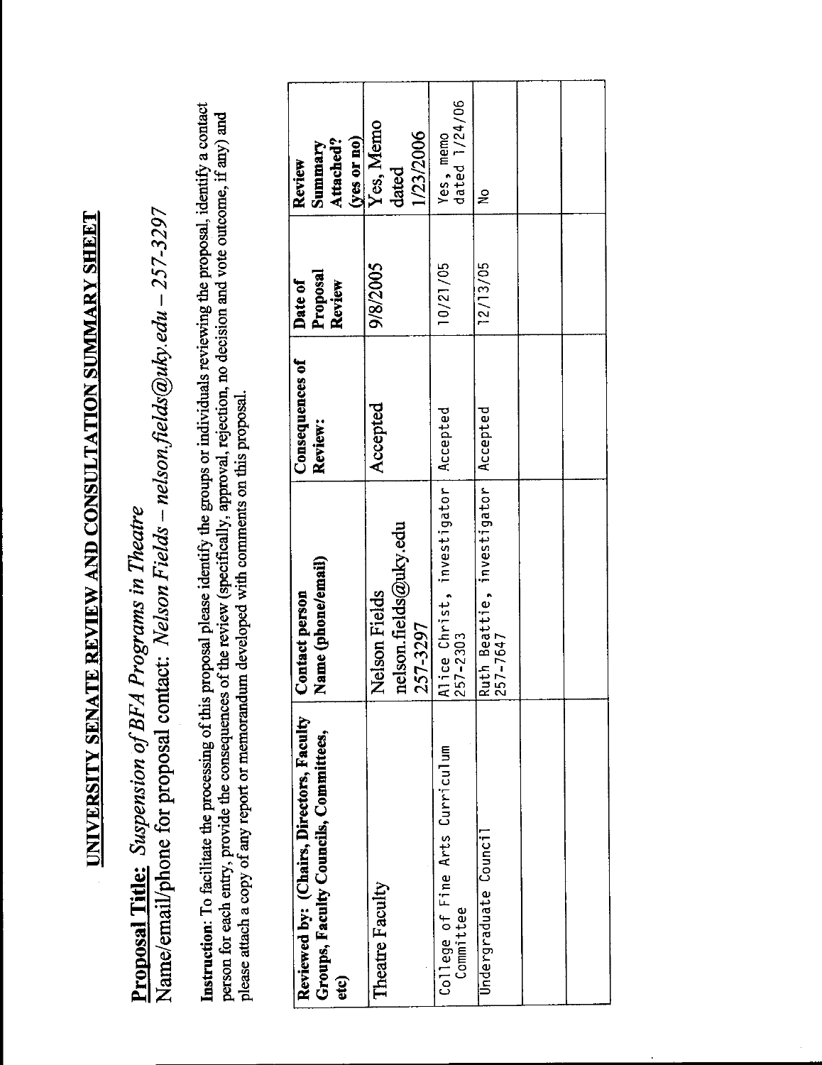# UNIVERSITY SENATE REVIEW AND CONSULTATION SUMMARY SHEET

**Proposal Title:** *Suspension of BFA Programs in Theatre*

Name/email/phone for proposal contact: *Nelson Fields – nelson.fields@uky.edu – 257-3297*

**Instruction**: To facilitate the processing of this proposal please identify the groups or individuals reviewing the proposal, identify a contact person for each entry, provide the consequences of the review (specifically, approval, rejection, no decision and vote outcome, if any) and please attach a copy of any report or memorandum developed with comments on this proposal.

| Reviewed by: (Chairs, Directors, Faculty Groups, Faculty Councils, Committees, etc) | Contact person Name (phone/email) | Consequences of Review: | Date of Proposal Review | Review Summary Attached? (yes or no) |
|---|---|---|---|---|
| Theatre Faculty | Nelson Fields nelson.fields@uky.edu 257-3297 | Accepted | 9/8/2005 | Yes, Memo dated 1/23/2006 |
| College of Fine Arts Curriculum Committee | Alice Christ, investigator 257-2303 | Accepted | 10/21/05 | Yes, memo dated 1/24/06 |
| Undergraduate Council | Ruth Beattie, investigator 257-7647 | Accepted | 12/13/05 | No |
| | | | | |
| | | | | |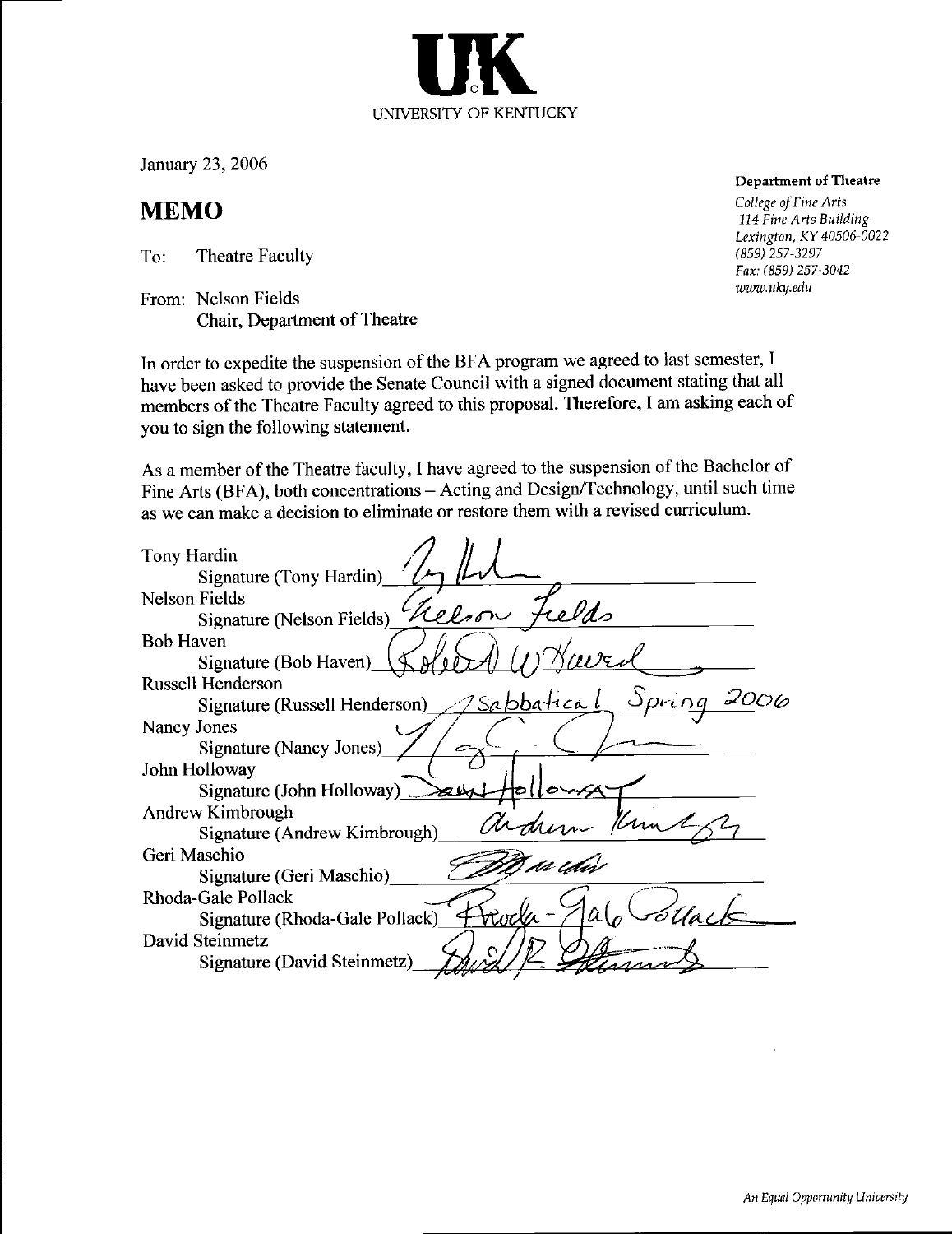UK
UNIVERSITY OF KENTUCKY

January 23, 2006

**Department of Theatre**
*College of Fine Arts*
*114 Fine Arts Building*
*Lexington, KY 40506-0022*
*(859) 257-3297*
*Fax: (859) 257-3042*
*www.uky.edu*

# MEMO

To: Theatre Faculty

From: Nelson Fields
Chair, Department of Theatre

In order to expedite the suspension of the BFA program we agreed to last semester, I have been asked to provide the Senate Council with a signed document stating that all members of the Theatre Faculty agreed to this proposal. Therefore, I am asking each of you to sign the following statement.

As a member of the Theatre faculty, I have agreed to the suspension of the Bachelor of Fine Arts (BFA), both concentrations – Acting and Design/Technology, until such time as we can make a decision to eliminate or restore them with a revised curriculum.

Tony Hardin
Signature (Tony Hardin) *[signature]*

Nelson Fields
Signature (Nelson Fields) *Nelson Fields*

Bob Haven
Signature (Bob Haven) *Robert W Haven*

Russell Henderson
Signature (Russell Henderson) *Sabbatical Spring 2006*

Nancy Jones
Signature (Nancy Jones) *[signature]*

John Holloway
Signature (John Holloway) *[signature]*

Andrew Kimbrough
Signature (Andrew Kimbrough) *Andrew Kimbrough*

Geri Maschio
Signature (Geri Maschio) *[signature]*

Rhoda-Gale Pollack
Signature (Rhoda-Gale Pollack) *Rhoda-Gale Pollack*

David Steinmetz
Signature (David Steinmetz) *David R. Steinmetz*

*An Equal Opportunity University*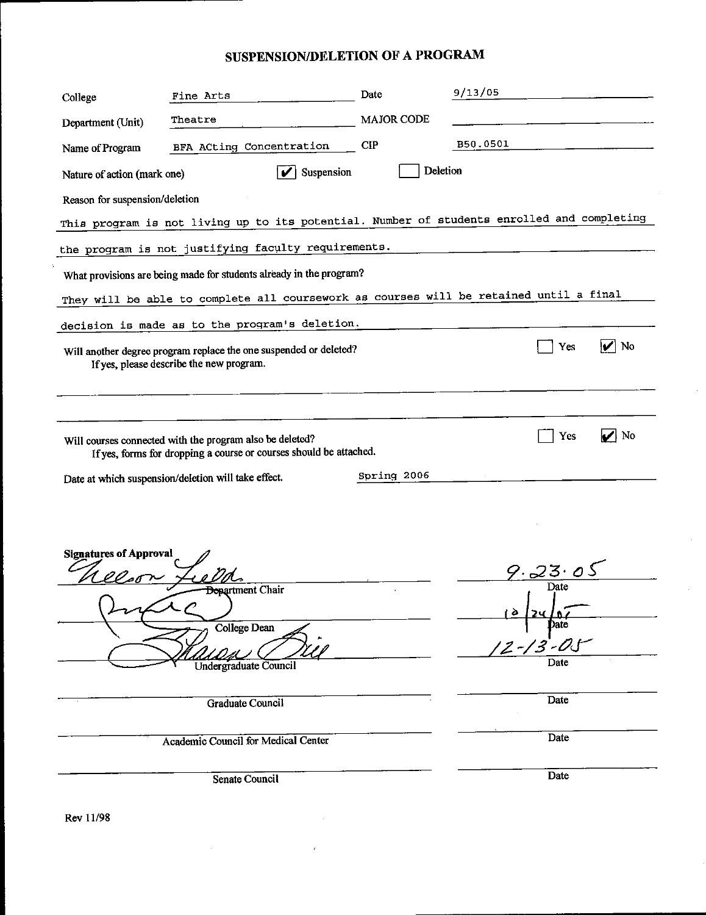# SUSPENSION/DELETION OF A PROGRAM

| | | | |
|---|---|---|---|
| College | Fine Arts | Date | 9/13/05 |
| Department (Unit) | Theatre | MAJOR CODE | |
| Name of Program | BFA ACting Concentration | CIP | B50.0501 |

Nature of action (mark one) ☑ Suspension ☐ Deletion

Reason for suspension/deletion

This program is not living up to its potential. Number of students enrolled and completing the program is not justifying faculty requirements.

What provisions are being made for students already in the program?

They will be able to complete all coursework as courses will be retained until a final decision is made as to the program's deletion.

Will another degree program replace the one suspended or deleted? ☐ Yes ☑ No
If yes, please describe the new program.

Will courses connected with the program also be deleted? ☐ Yes ☑ No
If yes, forms for dropping a course or courses should be attached.

Date at which suspension/deletion will take effect. Spring 2006

**Signatures of Approval**

| | |
|---|---|
| Nelson Fields — Department Chair | 9.23.05 — Date |
| [signature] — College Dean | 10/24/05 — Date |
| Sharon Gill — Undergraduate Council | 12-13-05 — Date |
| Graduate Council | Date |
| Academic Council for Medical Center | Date |
| Senate Council | Date |

Rev 11/98